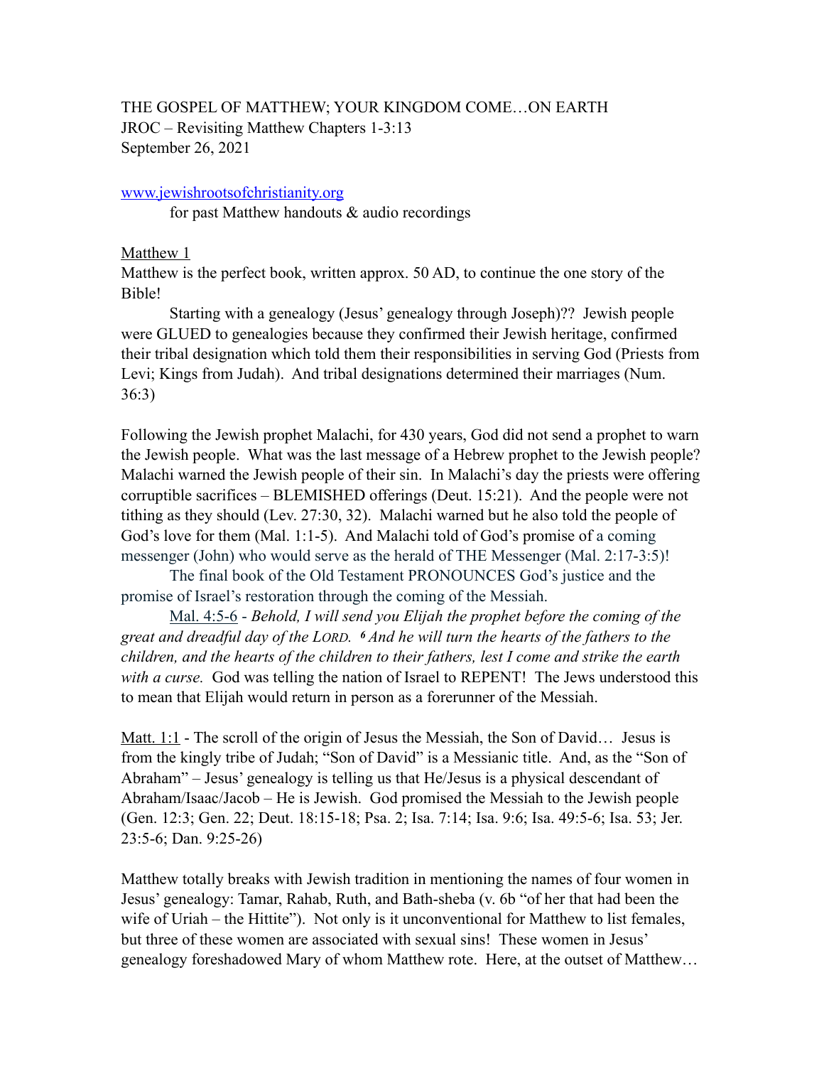THE GOSPEL OF MATTHEW; YOUR KINGDOM COME…ON EARTH
JROC – Revisiting Matthew Chapters 1-3:13
September 26, 2021

[www.jewishrootsofchristianity.org](http://www.jewishrootsofchristianity.org)
for past Matthew handouts & audio recordings

Matthew 1

Matthew is the perfect book, written approx. 50 AD, to continue the one story of the Bible!

Starting with a genealogy (Jesus' genealogy through Joseph)?? Jewish people were GLUED to genealogies because they confirmed their Jewish heritage, confirmed their tribal designation which told them their responsibilities in serving God (Priests from Levi; Kings from Judah). And tribal designations determined their marriages (Num. 36:3)

Following the Jewish prophet Malachi, for 430 years, God did not send a prophet to warn the Jewish people. What was the last message of a Hebrew prophet to the Jewish people? Malachi warned the Jewish people of their sin. In Malachi's day the priests were offering corruptible sacrifices – BLEMISHED offerings (Deut. 15:21). And the people were not tithing as they should (Lev. 27:30, 32). Malachi warned but he also told the people of God's love for them (Mal. 1:1-5). And Malachi told of God's promise of a coming messenger (John) who would serve as the herald of THE Messenger (Mal. 2:17-3:5)!

The final book of the Old Testament PRONOUNCES God's justice and the promise of Israel's restoration through the coming of the Messiah.

Mal. 4:5-6 - *Behold, I will send you Elijah the prophet before the coming of the great and dreadful day of the LORD. 6 And he will turn the hearts of the fathers to the children, and the hearts of the children to their fathers, lest I come and strike the earth with a curse.* God was telling the nation of Israel to REPENT! The Jews understood this to mean that Elijah would return in person as a forerunner of the Messiah.

Matt. 1:1 - The scroll of the origin of Jesus the Messiah, the Son of David… Jesus is from the kingly tribe of Judah; "Son of David" is a Messianic title. And, as the "Son of Abraham" – Jesus' genealogy is telling us that He/Jesus is a physical descendant of Abraham/Isaac/Jacob – He is Jewish. God promised the Messiah to the Jewish people (Gen. 12:3; Gen. 22; Deut. 18:15-18; Psa. 2; Isa. 7:14; Isa. 9:6; Isa. 49:5-6; Isa. 53; Jer. 23:5-6; Dan. 9:25-26)

Matthew totally breaks with Jewish tradition in mentioning the names of four women in Jesus' genealogy: Tamar, Rahab, Ruth, and Bath-sheba (v. 6b "of her that had been the wife of Uriah – the Hittite"). Not only is it unconventional for Matthew to list females, but three of these women are associated with sexual sins! These women in Jesus' genealogy foreshadowed Mary of whom Matthew rote. Here, at the outset of Matthew…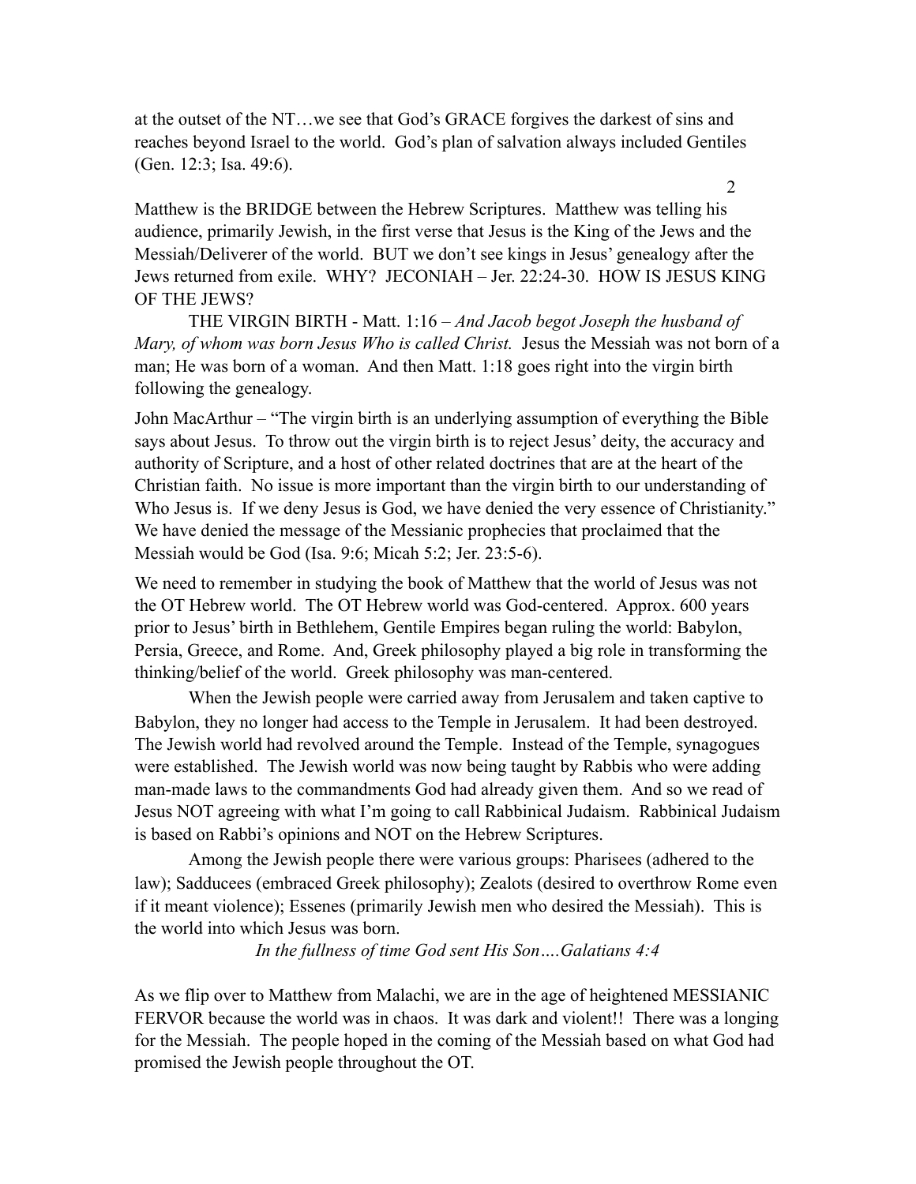at the outset of the NT…we see that God's GRACE forgives the darkest of sins and reaches beyond Israel to the world. God's plan of salvation always included Gentiles (Gen. 12:3; Isa. 49:6).

Matthew is the BRIDGE between the Hebrew Scriptures. Matthew was telling his audience, primarily Jewish, in the first verse that Jesus is the King of the Jews and the Messiah/Deliverer of the world. BUT we don't see kings in Jesus' genealogy after the Jews returned from exile. WHY? JECONIAH – Jer. 22:24-30. HOW IS JESUS KING OF THE JEWS?

THE VIRGIN BIRTH - Matt. 1:16 – *And Jacob begot Joseph the husband of Mary, of whom was born Jesus Who is called Christ.* Jesus the Messiah was not born of a man; He was born of a woman. And then Matt. 1:18 goes right into the virgin birth following the genealogy.

John MacArthur – "The virgin birth is an underlying assumption of everything the Bible says about Jesus. To throw out the virgin birth is to reject Jesus' deity, the accuracy and authority of Scripture, and a host of other related doctrines that are at the heart of the Christian faith. No issue is more important than the virgin birth to our understanding of Who Jesus is. If we deny Jesus is God, we have denied the very essence of Christianity." We have denied the message of the Messianic prophecies that proclaimed that the Messiah would be God (Isa. 9:6; Micah 5:2; Jer. 23:5-6).

We need to remember in studying the book of Matthew that the world of Jesus was not the OT Hebrew world. The OT Hebrew world was God-centered. Approx. 600 years prior to Jesus' birth in Bethlehem, Gentile Empires began ruling the world: Babylon, Persia, Greece, and Rome. And, Greek philosophy played a big role in transforming the thinking/belief of the world. Greek philosophy was man-centered.

When the Jewish people were carried away from Jerusalem and taken captive to Babylon, they no longer had access to the Temple in Jerusalem. It had been destroyed. The Jewish world had revolved around the Temple. Instead of the Temple, synagogues were established. The Jewish world was now being taught by Rabbis who were adding man-made laws to the commandments God had already given them. And so we read of Jesus NOT agreeing with what I'm going to call Rabbinical Judaism. Rabbinical Judaism is based on Rabbi's opinions and NOT on the Hebrew Scriptures.

Among the Jewish people there were various groups: Pharisees (adhered to the law); Sadducees (embraced Greek philosophy); Zealots (desired to overthrow Rome even if it meant violence); Essenes (primarily Jewish men who desired the Messiah). This is the world into which Jesus was born.

*In the fullness of time God sent His Son….Galatians 4:4*

As we flip over to Matthew from Malachi, we are in the age of heightened MESSIANIC FERVOR because the world was in chaos. It was dark and violent!! There was a longing for the Messiah. The people hoped in the coming of the Messiah based on what God had promised the Jewish people throughout the OT.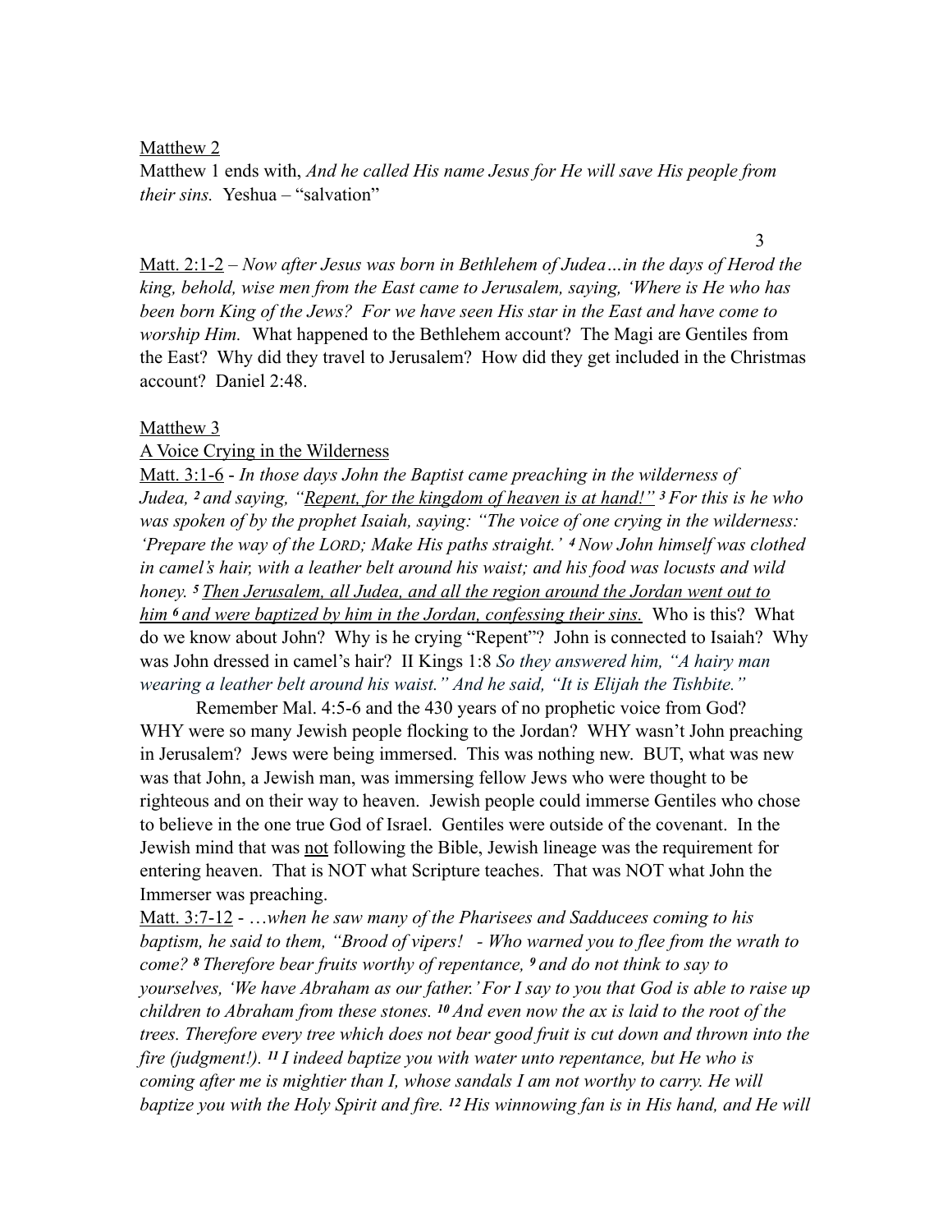<u>Matthew 2</u>

Matthew 1 ends with, *And he called His name Jesus for He will save His people from their sins.* Yeshua – "salvation"

<u>Matt. 2:1-2</u> – *Now after Jesus was born in Bethlehem of Judea…in the days of Herod the king, behold, wise men from the East came to Jerusalem, saying, 'Where is He who has been born King of the Jews? For we have seen His star in the East and have come to worship Him.* What happened to the Bethlehem account? The Magi are Gentiles from the East? Why did they travel to Jerusalem? How did they get included in the Christmas account? Daniel 2:48.

<u>Matthew 3</u>

<u>A Voice Crying in the Wilderness</u>

<u>Matt. 3:1-6</u> - *In those days John the Baptist came preaching in the wilderness of Judea, [2] and saying, "<u>Repent, for the kingdom of heaven is at hand!</u>" [3] For this is he who was spoken of by the prophet Isaiah, saying: "The voice of one crying in the wilderness: 'Prepare the way of the LORD; Make His paths straight.' [4] Now John himself was clothed in camel's hair, with a leather belt around his waist; and his food was locusts and wild honey. [5] <u>Then Jerusalem, all Judea, and all the region around the Jordan went out to him [6] and were baptized by him in the Jordan, confessing their sins.</u>* Who is this? What do we know about John? Why is he crying "Repent"? John is connected to Isaiah? Why was John dressed in camel's hair? II Kings 1:8 *So they answered him, "A hairy man wearing a leather belt around his waist." And he said, "It is Elijah the Tishbite."*

Remember Mal. 4:5-6 and the 430 years of no prophetic voice from God? WHY were so many Jewish people flocking to the Jordan? WHY wasn't John preaching in Jerusalem? Jews were being immersed. This was nothing new. BUT, what was new was that John, a Jewish man, was immersing fellow Jews who were thought to be righteous and on their way to heaven. Jewish people could immerse Gentiles who chose to believe in the one true God of Israel. Gentiles were outside of the covenant. In the Jewish mind that was <u>not</u> following the Bible, Jewish lineage was the requirement for entering heaven. That is NOT what Scripture teaches. That was NOT what John the Immerser was preaching.

<u>Matt. 3:7-12</u> - *…when he saw many of the Pharisees and Sadducees coming to his baptism, he said to them, "Brood of vipers! - Who warned you to flee from the wrath to come? [8] Therefore bear fruits worthy of repentance, [9] and do not think to say to yourselves, 'We have Abraham as our father.' For I say to you that God is able to raise up children to Abraham from these stones. [10] And even now the ax is laid to the root of the trees. Therefore every tree which does not bear good fruit is cut down and thrown into the fire (judgment!). [11] I indeed baptize you with water unto repentance, but He who is coming after me is mightier than I, whose sandals I am not worthy to carry. He will baptize you with the Holy Spirit and fire. [12] His winnowing fan is in His hand, and He will*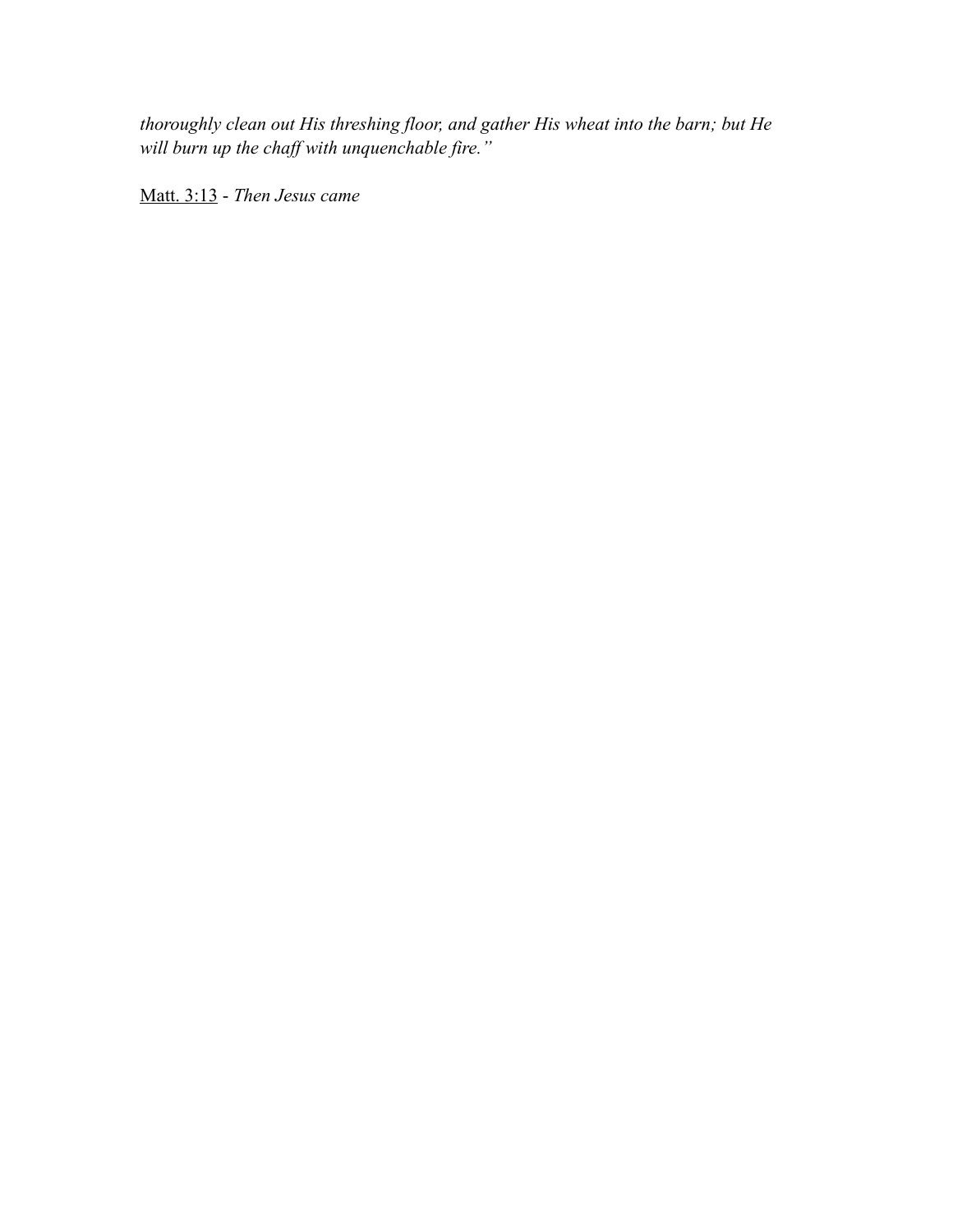*thoroughly clean out His threshing floor, and gather His wheat into the barn; but He will burn up the chaff with unquenchable fire."*

Matt. 3:13 - *Then Jesus came*